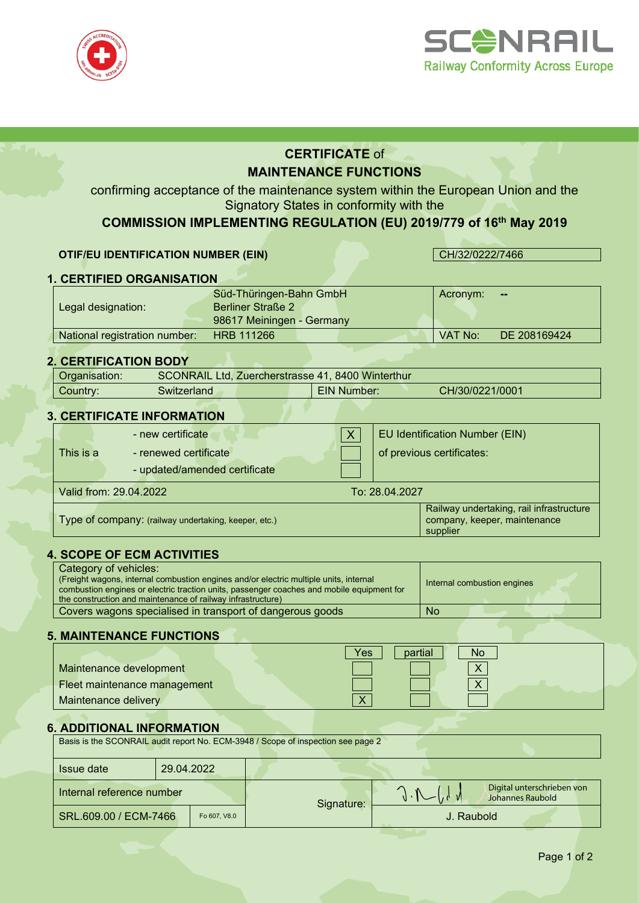SCONRAIL
Railway Conformity Across Europe

# CERTIFICATE of MAINTENANCE FUNCTIONS

confirming acceptance of the maintenance system within the European Union and the Signatory States in conformity with the

**COMMISSION IMPLEMENTING REGULATION (EU) 2019/779 of 16th May 2019**

| **OTIF/EU IDENTIFICATION NUMBER (EIN)** | CH/32/0222/7466 |
|---|---|

## 1. CERTIFIED ORGANISATION

| | | | |
|---|---|---|---|
| Legal designation: | Süd-Thüringen-Bahn GmbH<br>Berliner Straße 2<br>98617 Meiningen - Germany | Acronym: | -- |
| National registration number: | HRB 111266 | VAT No: | DE 208169424 |

## 2. CERTIFICATION BODY

| | | | |
|---|---|---|---|
| Organisation: | SCONRAIL Ltd, Zuercherstrasse 41, 8400 Winterthur | | |
| Country: | Switzerland | EIN Number: | CH/30/0221/0001 |

## 3. CERTIFICATE INFORMATION

| | | | |
|---|---|---|---|
| This is a | - new certificate | X | EU Identification Number (EIN) of previous certificates: |
| | - renewed certificate | | |
| | - updated/amended certificate | | |
| Valid from: 29.04.2022 | To: 28.04.2027 | | |
| Type of company: (railway undertaking, keeper, etc.) | | | Railway undertaking, rail infrastructure company, keeper, maintenance supplier |

## 4. SCOPE OF ECM ACTIVITIES

| | |
|---|---|
| Category of vehicles:<br>(Freight wagons, internal combustion engines and/or electric multiple units, internal combustion engines or electric traction units, passenger coaches and mobile equipment for the construction and maintenance of railway infrastructure) | Internal combustion engines |
| Covers wagons specialised in transport of dangerous goods | No |

## 5. MAINTENANCE FUNCTIONS

| | Yes | partial | No |
|---|---|---|---|
| Maintenance development | | | X |
| Fleet maintenance management | | | X |
| Maintenance delivery | X | | |

## 6. ADDITIONAL INFORMATION

Basis is the SCONRAIL audit report No. ECM-3948 / Scope of inspection see page 2

| | | | |
|---|---|---|---|
| Issue date | 29.04.2022 | | |
| Internal reference number | | Signature: | Digital unterschrieben von Johannes Raubold |
| SRL.609.00 / ECM-7466 | Fo 607, V8.0 | | J. Raubold |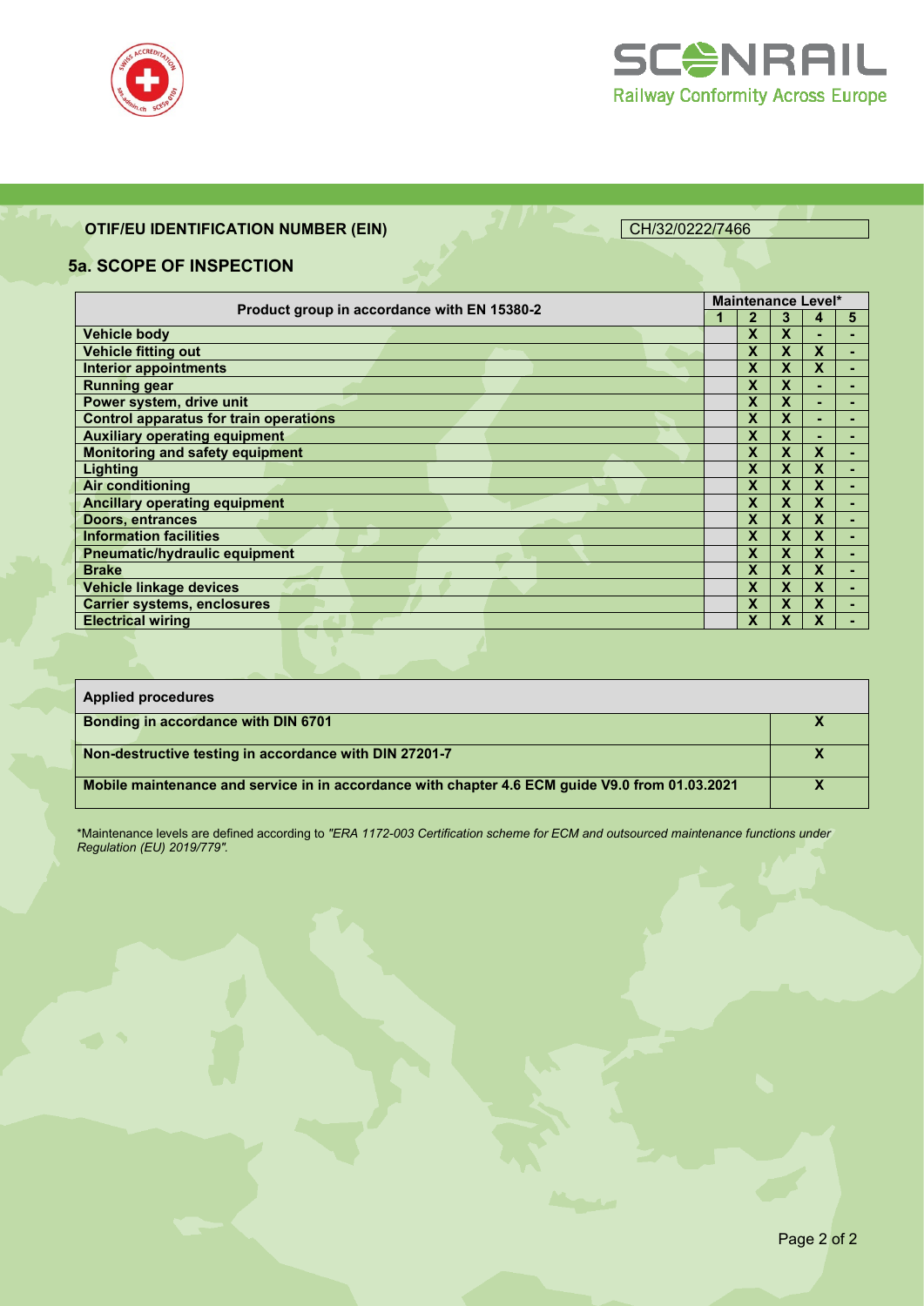**OTIF/EU IDENTIFICATION NUMBER (EIN)** CH/32/0222/7466

## 5a. SCOPE OF INSPECTION

| Product group in accordance with EN 15380-2 | Maintenance Level* | | | | |
|---|---|---|---|---|---|
| | 1 | 2 | 3 | 4 | 5 |
| **Vehicle body** | | X | X | - | - |
| **Vehicle fitting out** | | X | X | X | - |
| **Interior appointments** | | X | X | X | - |
| **Running gear** | | X | X | - | - |
| **Power system, drive unit** | | X | X | - | - |
| **Control apparatus for train operations** | | X | X | - | - |
| **Auxiliary operating equipment** | | X | X | - | - |
| **Monitoring and safety equipment** | | X | X | X | - |
| **Lighting** | | X | X | X | - |
| **Air conditioning** | | X | X | X | - |
| **Ancillary operating equipment** | | X | X | X | - |
| **Doors, entrances** | | X | X | X | - |
| **Information facilities** | | X | X | X | - |
| **Pneumatic/hydraulic equipment** | | X | X | X | - |
| **Brake** | | X | X | X | - |
| **Vehicle linkage devices** | | X | X | X | - |
| **Carrier systems, enclosures** | | X | X | X | - |
| **Electrical wiring** | | X | X | X | - |

| Applied procedures | |
|---|---|
| **Bonding in accordance with DIN 6701** | X |
| **Non-destructive testing in accordance with DIN 27201-7** | X |
| **Mobile maintenance and service in in accordance with chapter 4.6 ECM guide V9.0 from 01.03.2021** | X |

*Maintenance levels are defined according to *"ERA 1172-003 Certification scheme for ECM and outsourced maintenance functions under Regulation (EU) 2019/779".*